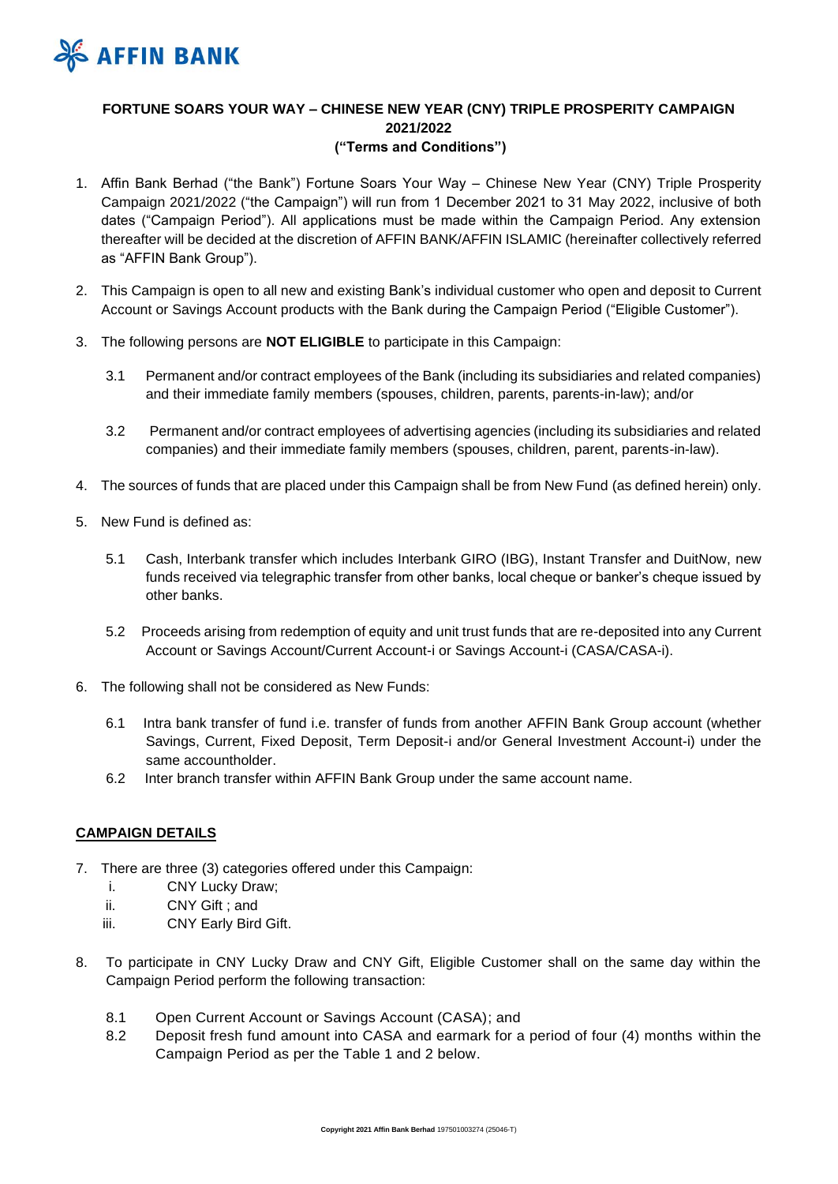**AFFIN BANK**

# FORTUNE SOARS YOUR WAY – CHINESE NEW YEAR (CNY) TRIPLE PROSPERITY CAMPAIGN 2021/2022

**("Terms and Conditions")**

1. Affin Bank Berhad ("the Bank") Fortune Soars Your Way – Chinese New Year (CNY) Triple Prosperity Campaign 2021/2022 ("the Campaign") will run from 1 December 2021 to 31 May 2022, inclusive of both dates ("Campaign Period"). All applications must be made within the Campaign Period. Any extension thereafter will be decided at the discretion of AFFIN BANK/AFFIN ISLAMIC (hereinafter collectively referred as "AFFIN Bank Group").

2. This Campaign is open to all new and existing Bank's individual customer who open and deposit to Current Account or Savings Account products with the Bank during the Campaign Period ("Eligible Customer").

3. The following persons are **NOT ELIGIBLE** to participate in this Campaign:

   3.1 Permanent and/or contract employees of the Bank (including its subsidiaries and related companies) and their immediate family members (spouses, children, parents, parents-in-law); and/or

   3.2 Permanent and/or contract employees of advertising agencies (including its subsidiaries and related companies) and their immediate family members (spouses, children, parent, parents-in-law).

4. The sources of funds that are placed under this Campaign shall be from New Fund (as defined herein) only.

5. New Fund is defined as:

   5.1 Cash, Interbank transfer which includes Interbank GIRO (IBG), Instant Transfer and DuitNow, new funds received via telegraphic transfer from other banks, local cheque or banker's cheque issued by other banks.

   5.2 Proceeds arising from redemption of equity and unit trust funds that are re-deposited into any Current Account or Savings Account/Current Account-i or Savings Account-i (CASA/CASA-i).

6. The following shall not be considered as New Funds:

   6.1 Intra bank transfer of fund i.e. transfer of funds from another AFFIN Bank Group account (whether Savings, Current, Fixed Deposit, Term Deposit-i and/or General Investment Account-i) under the same accountholder.

   6.2 Inter branch transfer within AFFIN Bank Group under the same account name.

## CAMPAIGN DETAILS

7. There are three (3) categories offered under this Campaign:
   i. CNY Lucky Draw;
   ii. CNY Gift ; and
   iii. CNY Early Bird Gift.

8. To participate in CNY Lucky Draw and CNY Gift, Eligible Customer shall on the same day within the Campaign Period perform the following transaction:

   8.1 Open Current Account or Savings Account (CASA); and

   8.2 Deposit fresh fund amount into CASA and earmark for a period of four (4) months within the Campaign Period as per the Table 1 and 2 below.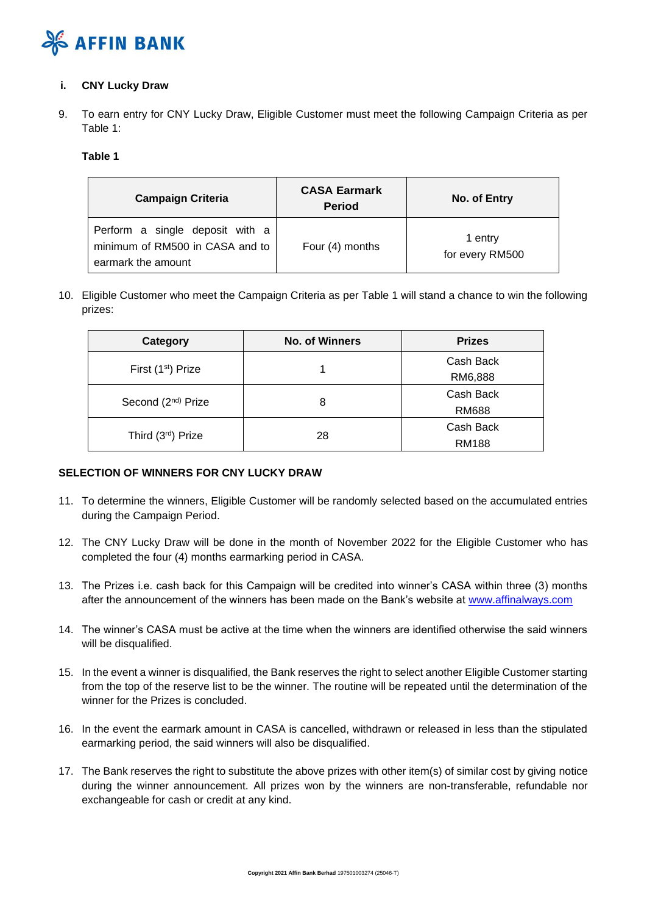### i. CNY Lucky Draw

9. To earn entry for CNY Lucky Draw, Eligible Customer must meet the following Campaign Criteria as per Table 1:

**Table 1**

| Campaign Criteria | CASA Earmark Period | No. of Entry |
|---|---|---|
| Perform a single deposit with a minimum of RM500 in CASA and to earmark the amount | Four (4) months | 1 entry for every RM500 |

10. Eligible Customer who meet the Campaign Criteria as per Table 1 will stand a chance to win the following prizes:

| Category | No. of Winners | Prizes |
|---|---|---|
| First (1st) Prize | 1 | Cash Back RM6,888 |
| Second (2nd) Prize | 8 | Cash Back RM688 |
| Third (3rd) Prize | 28 | Cash Back RM188 |

**SELECTION OF WINNERS FOR CNY LUCKY DRAW**

11. To determine the winners, Eligible Customer will be randomly selected based on the accumulated entries during the Campaign Period.

12. The CNY Lucky Draw will be done in the month of November 2022 for the Eligible Customer who has completed the four (4) months earmarking period in CASA.

13. The Prizes i.e. cash back for this Campaign will be credited into winner's CASA within three (3) months after the announcement of the winners has been made on the Bank's website at www.affinalways.com

14. The winner's CASA must be active at the time when the winners are identified otherwise the said winners will be disqualified.

15. In the event a winner is disqualified, the Bank reserves the right to select another Eligible Customer starting from the top of the reserve list to be the winner. The routine will be repeated until the determination of the winner for the Prizes is concluded.

16. In the event the earmark amount in CASA is cancelled, withdrawn or released in less than the stipulated earmarking period, the said winners will also be disqualified.

17. The Bank reserves the right to substitute the above prizes with other item(s) of similar cost by giving notice during the winner announcement. All prizes won by the winners are non-transferable, refundable nor exchangeable for cash or credit at any kind.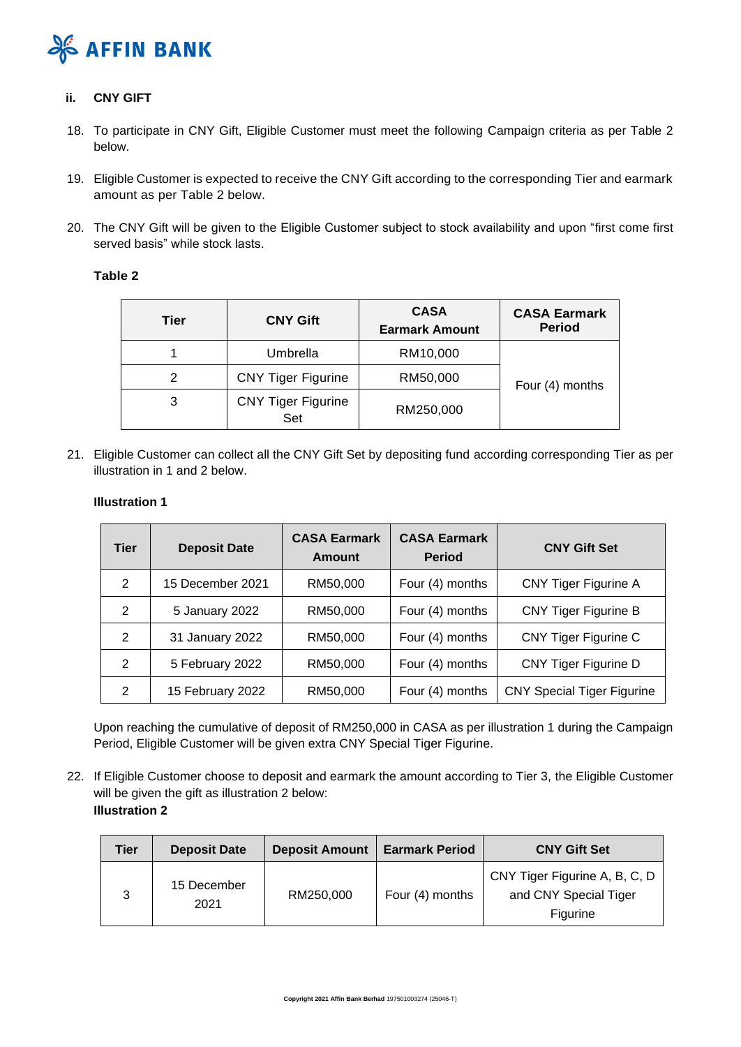### ii. CNY GIFT

18. To participate in CNY Gift, Eligible Customer must meet the following Campaign criteria as per Table 2 below.

19. Eligible Customer is expected to receive the CNY Gift according to the corresponding Tier and earmark amount as per Table 2 below.

20. The CNY Gift will be given to the Eligible Customer subject to stock availability and upon "first come first served basis" while stock lasts.

**Table 2**

| Tier | CNY Gift | CASA Earmark Amount | CASA Earmark Period |
|---|---|---|---|
| 1 | Umbrella | RM10,000 | Four (4) months |
| 2 | CNY Tiger Figurine | RM50,000 | |
| 3 | CNY Tiger Figurine Set | RM250,000 | |

21. Eligible Customer can collect all the CNY Gift Set by depositing fund according corresponding Tier as per illustration in 1 and 2 below.

**Illustration 1**

| Tier | Deposit Date | CASA Earmark Amount | CASA Earmark Period | CNY Gift Set |
|---|---|---|---|---|
| 2 | 15 December 2021 | RM50,000 | Four (4) months | CNY Tiger Figurine A |
| 2 | 5 January 2022 | RM50,000 | Four (4) months | CNY Tiger Figurine B |
| 2 | 31 January 2022 | RM50,000 | Four (4) months | CNY Tiger Figurine C |
| 2 | 5 February 2022 | RM50,000 | Four (4) months | CNY Tiger Figurine D |
| 2 | 15 February 2022 | RM50,000 | Four (4) months | CNY Special Tiger Figurine |

Upon reaching the cumulative of deposit of RM250,000 in CASA as per illustration 1 during the Campaign Period, Eligible Customer will be given extra CNY Special Tiger Figurine.

22. If Eligible Customer choose to deposit and earmark the amount according to Tier 3, the Eligible Customer will be given the gift as illustration 2 below:

**Illustration 2**

| Tier | Deposit Date | Deposit Amount | Earmark Period | CNY Gift Set |
|---|---|---|---|---|
| 3 | 15 December 2021 | RM250,000 | Four (4) months | CNY Tiger Figurine A, B, C, D and CNY Special Tiger Figurine |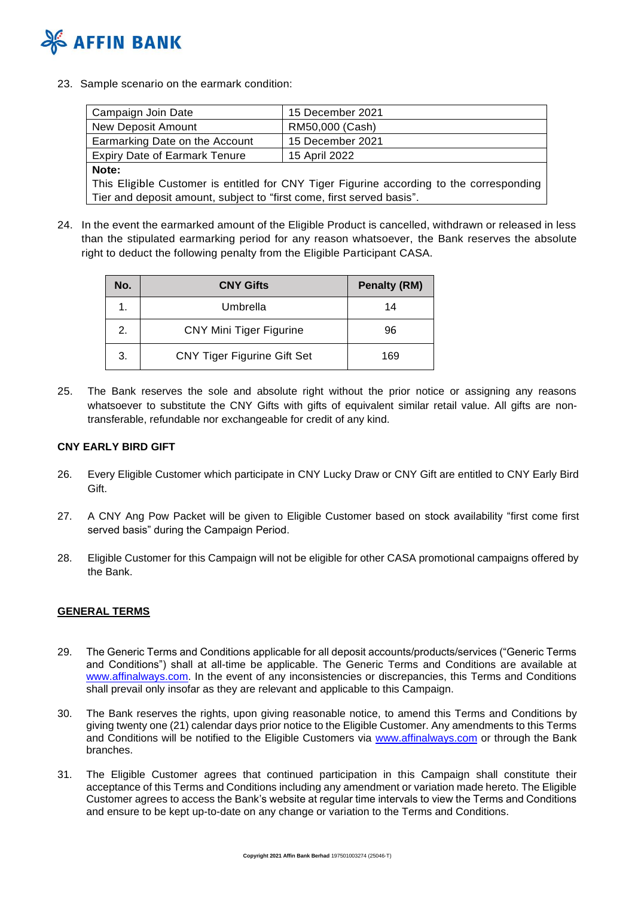23. Sample scenario on the earmark condition:

| Campaign Join Date | 15 December 2021 |
|---|---|
| New Deposit Amount | RM50,000 (Cash) |
| Earmarking Date on the Account | 15 December 2021 |
| Expiry Date of Earmark Tenure | 15 April 2022 |
| **Note:** This Eligible Customer is entitled for CNY Tiger Figurine according to the corresponding Tier and deposit amount, subject to "first come, first served basis". | |

24. In the event the earmarked amount of the Eligible Product is cancelled, withdrawn or released in less than the stipulated earmarking period for any reason whatsoever, the Bank reserves the absolute right to deduct the following penalty from the Eligible Participant CASA.

| No. | CNY Gifts | Penalty (RM) |
|---|---|---|
| 1. | Umbrella | 14 |
| 2. | CNY Mini Tiger Figurine | 96 |
| 3. | CNY Tiger Figurine Gift Set | 169 |

25. The Bank reserves the sole and absolute right without the prior notice or assigning any reasons whatsoever to substitute the CNY Gifts with gifts of equivalent similar retail value. All gifts are non-transferable, refundable nor exchangeable for credit of any kind.

**CNY EARLY BIRD GIFT**

26. Every Eligible Customer which participate in CNY Lucky Draw or CNY Gift are entitled to CNY Early Bird Gift.

27. A CNY Ang Pow Packet will be given to Eligible Customer based on stock availability "first come first served basis" during the Campaign Period.

28. Eligible Customer for this Campaign will not be eligible for other CASA promotional campaigns offered by the Bank.

**GENERAL TERMS**

29. The Generic Terms and Conditions applicable for all deposit accounts/products/services ("Generic Terms and Conditions") shall at all-time be applicable. The Generic Terms and Conditions are available at www.affinalways.com. In the event of any inconsistencies or discrepancies, this Terms and Conditions shall prevail only insofar as they are relevant and applicable to this Campaign.

30. The Bank reserves the rights, upon giving reasonable notice, to amend this Terms and Conditions by giving twenty one (21) calendar days prior notice to the Eligible Customer. Any amendments to this Terms and Conditions will be notified to the Eligible Customers via www.affinalways.com or through the Bank branches.

31. The Eligible Customer agrees that continued participation in this Campaign shall constitute their acceptance of this Terms and Conditions including any amendment or variation made hereto. The Eligible Customer agrees to access the Bank's website at regular time intervals to view the Terms and Conditions and ensure to be kept up-to-date on any change or variation to the Terms and Conditions.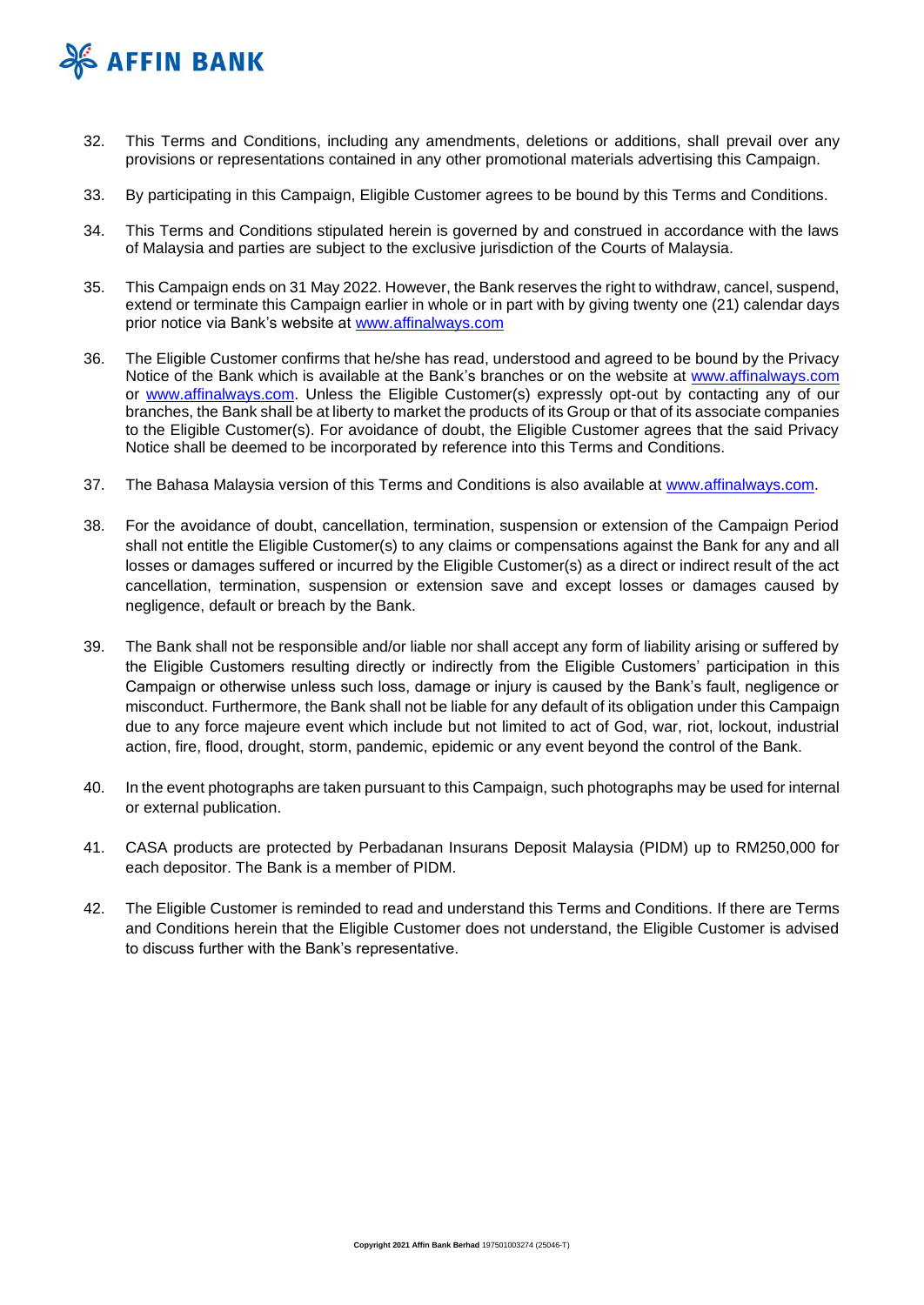32. This Terms and Conditions, including any amendments, deletions or additions, shall prevail over any provisions or representations contained in any other promotional materials advertising this Campaign.

33. By participating in this Campaign, Eligible Customer agrees to be bound by this Terms and Conditions.

34. This Terms and Conditions stipulated herein is governed by and construed in accordance with the laws of Malaysia and parties are subject to the exclusive jurisdiction of the Courts of Malaysia.

35. This Campaign ends on 31 May 2022. However, the Bank reserves the right to withdraw, cancel, suspend, extend or terminate this Campaign earlier in whole or in part with by giving twenty one (21) calendar days prior notice via Bank's website at www.affinalways.com

36. The Eligible Customer confirms that he/she has read, understood and agreed to be bound by the Privacy Notice of the Bank which is available at the Bank's branches or on the website at www.affinalways.com or www.affinalways.com. Unless the Eligible Customer(s) expressly opt-out by contacting any of our branches, the Bank shall be at liberty to market the products of its Group or that of its associate companies to the Eligible Customer(s). For avoidance of doubt, the Eligible Customer agrees that the said Privacy Notice shall be deemed to be incorporated by reference into this Terms and Conditions.

37. The Bahasa Malaysia version of this Terms and Conditions is also available at www.affinalways.com.

38. For the avoidance of doubt, cancellation, termination, suspension or extension of the Campaign Period shall not entitle the Eligible Customer(s) to any claims or compensations against the Bank for any and all losses or damages suffered or incurred by the Eligible Customer(s) as a direct or indirect result of the act cancellation, termination, suspension or extension save and except losses or damages caused by negligence, default or breach by the Bank.

39. The Bank shall not be responsible and/or liable nor shall accept any form of liability arising or suffered by the Eligible Customers resulting directly or indirectly from the Eligible Customers' participation in this Campaign or otherwise unless such loss, damage or injury is caused by the Bank's fault, negligence or misconduct. Furthermore, the Bank shall not be liable for any default of its obligation under this Campaign due to any force majeure event which include but not limited to act of God, war, riot, lockout, industrial action, fire, flood, drought, storm, pandemic, epidemic or any event beyond the control of the Bank.

40. In the event photographs are taken pursuant to this Campaign, such photographs may be used for internal or external publication.

41. CASA products are protected by Perbadanan Insurans Deposit Malaysia (PIDM) up to RM250,000 for each depositor. The Bank is a member of PIDM.

42. The Eligible Customer is reminded to read and understand this Terms and Conditions. If there are Terms and Conditions herein that the Eligible Customer does not understand, the Eligible Customer is advised to discuss further with the Bank's representative.